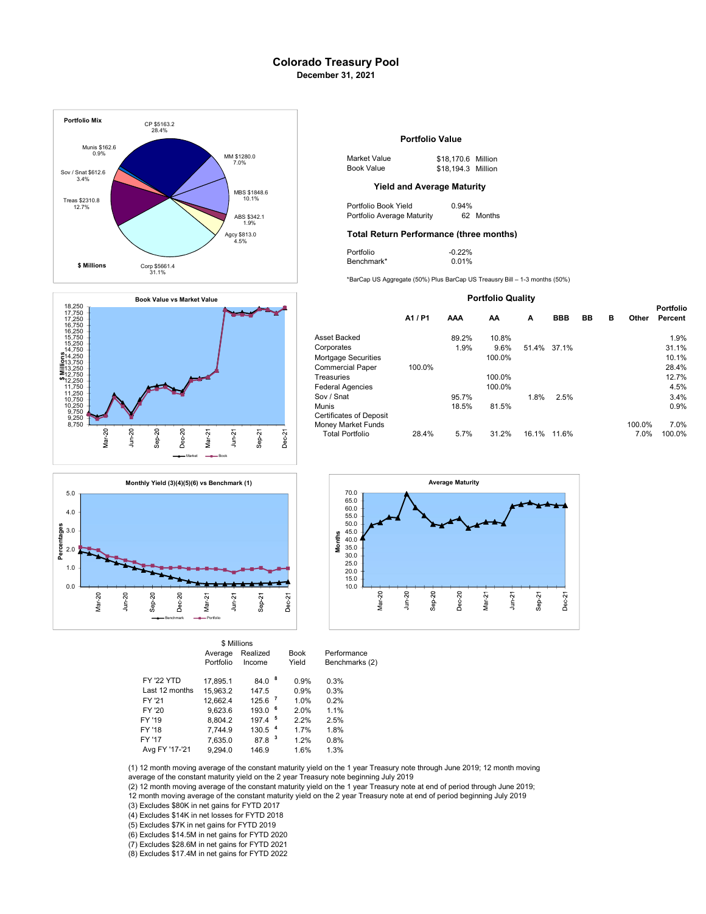# Colorado Treasury Pool

**December 31, 2021**

## Portfolio Mix

| Category | $ Millions | Percent |
|---|---|---|
| CP | $5163.2 | 28.4% |
| MM | $1280.0 | 7.0% |
| MBS | $1848.6 | 10.1% |
| ABS | $342.1 | 1.9% |
| Agcy | $813.0 | 4.5% |
| Corp | $5661.4 | 31.1% |
| Treas | $2310.8 | 12.7% |
| Sov / Snat | $612.6 | 3.4% |
| Munis | $162.6 | 0.9% |

## Portfolio Value

| | | |
|---|---|---|
| Market Value | $18,170.6 | Million |
| Book Value | $18,194.3 | Million |

## Yield and Average Maturity

| | |
|---|---|
| Portfolio Book Yield | 0.94% |
| Portfolio Average Maturity | 62 Months |

## Total Return Performance (three months)

| | |
|---|---|
| Portfolio | -0.22% |
| Benchmark* | 0.01% |

*BarCap US Aggregate (50%) Plus BarCap US Treausry Bill – 1-3 months (50%)

## Book Value vs Market Value

## Portfolio Quality

| | A1 / P1 | AAA | AA | A | BBB | BB | B | Other | Portfolio Percent |
|---|---|---|---|---|---|---|---|---|---|
| Asset Backed | | 89.2% | 10.8% | | | | | | 1.9% |
| Corporates | | 1.9% | 9.6% | 51.4% | 37.1% | | | | 31.1% |
| Mortgage Securities | | | 100.0% | | | | | | 10.1% |
| Commercial Paper | 100.0% | | | | | | | | 28.4% |
| Treasuries | | | 100.0% | | | | | | 12.7% |
| Federal Agencies | | | 100.0% | | | | | | 4.5% |
| Sov / Snat | | 95.7% | | 1.8% | 2.5% | | | | 3.4% |
| Munis | | 18.5% | 81.5% | | | | | | 0.9% |
| Certificates of Deposit | | | | | | | | | |
| Money Market Funds | | | | | | | | 100.0% | 7.0% |
| Total Portfolio | 28.4% | 5.7% | 31.2% | 16.1% | 11.6% | | | 7.0% | 100.0% |

## Monthly Yield (3)(4)(5)(6) vs Benchmark (1)

## Average Maturity

| | Average Portfolio ($ Millions) | Realized Income ($ Millions) | Book Yield | Performance Benchmarks (2) |
|---|---|---|---|---|
| FY '22 YTD | 17,895.1 | 84.0 [8] | 0.9% | 0.3% |
| Last 12 months | 15,963.2 | 147.5 | 0.9% | 0.3% |
| FY '21 | 12,662.4 | 125.6 [7] | 1.0% | 0.2% |
| FY '20 | 9,623.6 | 193.0 [6] | 2.0% | 1.1% |
| FY '19 | 8,804.2 | 197.4 [5] | 2.2% | 2.5% |
| FY '18 | 7,744.9 | 130.5 [4] | 1.7% | 1.8% |
| FY '17 | 7,635.0 | 87.8 [3] | 1.2% | 0.8% |
| Avg FY '17-'21 | 9,294.0 | 146.9 | 1.6% | 1.3% |

(1) 12 month moving average of the constant maturity yield on the 1 year Treasury note through June 2019; 12 month moving average of the constant maturity yield on the 2 year Treasury note beginning July 2019

(2) 12 month moving average of the constant maturity yield on the 1 year Treasury note at end of period through June 2019; 12 month moving average of the constant maturity yield on the 2 year Treasury note at end of period beginning July 2019

(3) Excludes $80K in net gains for FYTD 2017

(4) Excludes $14K in net losses for FYTD 2018

(5) Excludes $7K in net gains for FYTD 2019

(6) Excludes $14.5M in net gains for FYTD 2020

(7) Excludes $28.6M in net gains for FYTD 2021

(8) Excludes $17.4M in net gains for FYTD 2022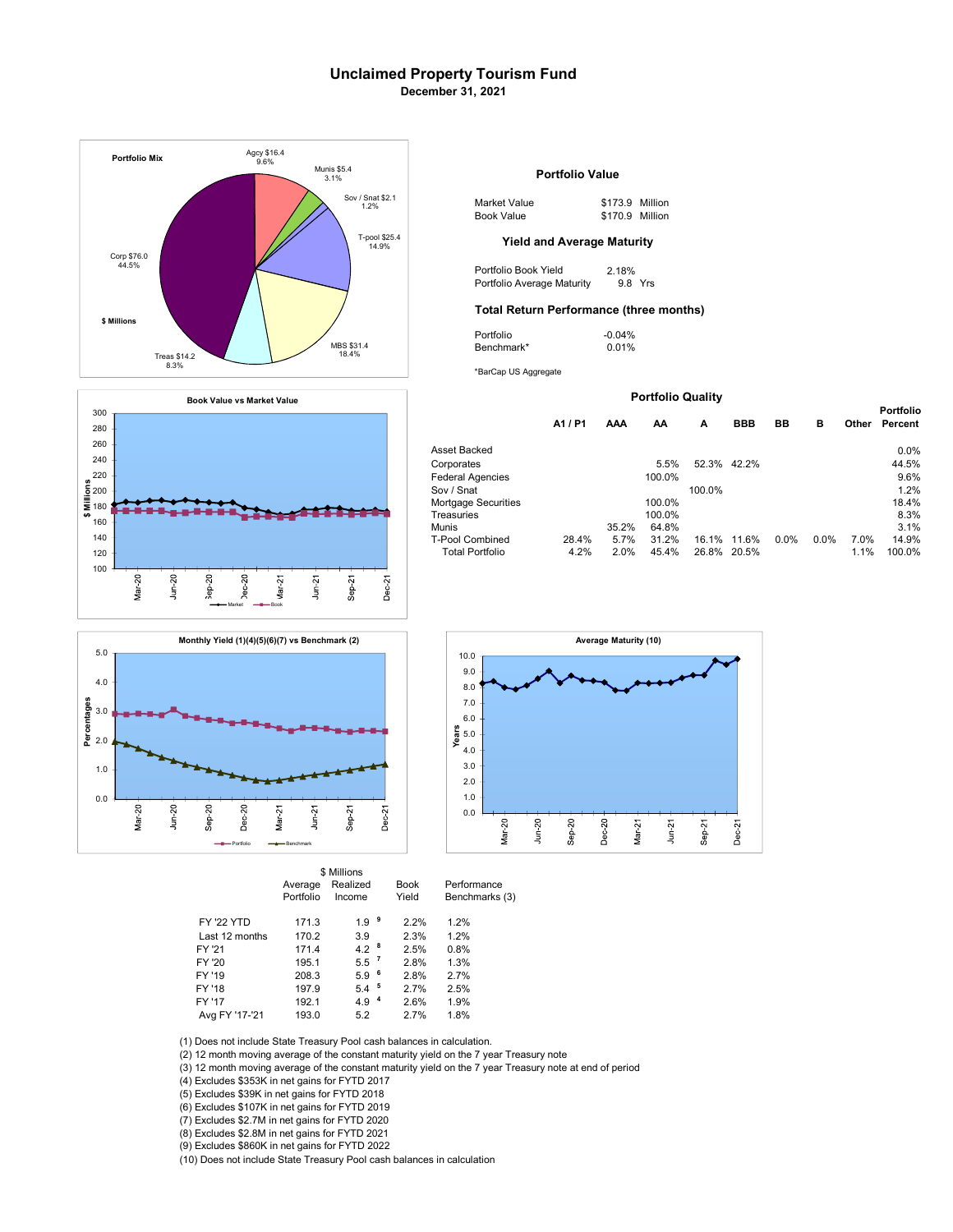# Unclaimed Property Tourism Fund

**December 31, 2021**

**Portfolio Mix**

Agcy $16.4
9.6%

Munis $5.4
3.1%

Sov / Snat $2.1
1.2%

T-pool $25.4
14.9%

MBS $31.4
18.4%

Treas $14.2
8.3%

Corp $76.0
44.5%

$ Millions

### Portfolio Value

| | |
|---|---|
| Market Value | $173.9 Million |
| Book Value | $170.9 Million |

### Yield and Average Maturity

| | |
|---|---|
| Portfolio Book Yield | 2.18% |
| Portfolio Average Maturity | 9.8 Yrs |

### Total Return Performance (three months)

| | |
|---|---|
| Portfolio | -0.04% |
| Benchmark* | 0.01% |

*BarCap US Aggregate

**Book Value vs Market Value**

300
280
260
240
220
200
180
160
140
120
100

$ Millions

Mar-20 Jun-20 Sep-20 Dec-20 Mar-21 Jun-21 Sep-21 Dec-21

Market Book

### Portfolio Quality

| | A1 / P1 | AAA | AA | A | BBB | BB | B | Other | Portfolio Percent |
|---|---|---|---|---|---|---|---|---|---|
| Asset Backed | | | | | | | | | 0.0% |
| Corporates | | | 5.5% | 52.3% | 42.2% | | | | 44.5% |
| Federal Agencies | | | 100.0% | | | | | | 9.6% |
| Sov / Snat | | | | 100.0% | | | | | 1.2% |
| Mortgage Securities | | | 100.0% | | | | | | 18.4% |
| Treasuries | | | 100.0% | | | | | | 8.3% |
| Munis | | 35.2% | 64.8% | | | | | | 3.1% |
| T-Pool Combined | 28.4% | 5.7% | 31.2% | 16.1% | 11.6% | 0.0% | 0.0% | 7.0% | 14.9% |
| Total Portfolio | 4.2% | 2.0% | 45.4% | 26.8% | 20.5% | | | 1.1% | 100.0% |

**Monthly Yield (1)(4)(5)(6)(7) vs Benchmark (2)**

5.0
4.0
3.0
2.0
1.0
0.0

Percentages

Mar-20 Jun-20 Sep-20 Dec-20 Mar-21 Jun-21 Sep-21 Dec-21

Portfolio Benchmark

**Average Maturity (10)**

10.0
9.0
8.0
7.0
6.0
5.0
4.0
3.0
2.0
1.0
0.0

Years

Mar-20 Jun-20 Sep-20 Dec-20 Mar-21 Jun-21 Sep-21 Dec-21

| | Average Portfolio | $ Millions Realized Income | Book Yield | Performance Benchmarks (3) |
|---|---|---|---|---|
| FY '22 YTD | 171.3 | 1.9 [9] | 2.2% | 1.2% |
| Last 12 months | 170.2 | 3.9 | 2.3% | 1.2% |
| FY '21 | 171.4 | 4.2 [8] | 2.5% | 0.8% |
| FY '20 | 195.1 | 5.5 [7] | 2.8% | 1.3% |
| FY '19 | 208.3 | 5.9 [6] | 2.8% | 2.7% |
| FY '18 | 197.9 | 5.4 [5] | 2.7% | 2.5% |
| FY '17 | 192.1 | 4.9 [4] | 2.6% | 1.9% |
| Avg FY '17-'21 | 193.0 | 5.2 | 2.7% | 1.8% |

(1) Does not include State Treasury Pool cash balances in calculation.
(2) 12 month moving average of the constant maturity yield on the 7 year Treasury note
(3) 12 month moving average of the constant maturity yield on the 7 year Treasury note at end of period
(4) Excludes $353K in net gains for FYTD 2017
(5) Excludes $39K in net gains for FYTD 2018
(6) Excludes $107K in net gains for FYTD 2019
(7) Excludes $2.7M in net gains for FYTD 2020
(8) Excludes $2.8M in net gains for FYTD 2021
(9) Excludes $860K in net gains for FYTD 2022
(10) Does not include State Treasury Pool cash balances in calculation